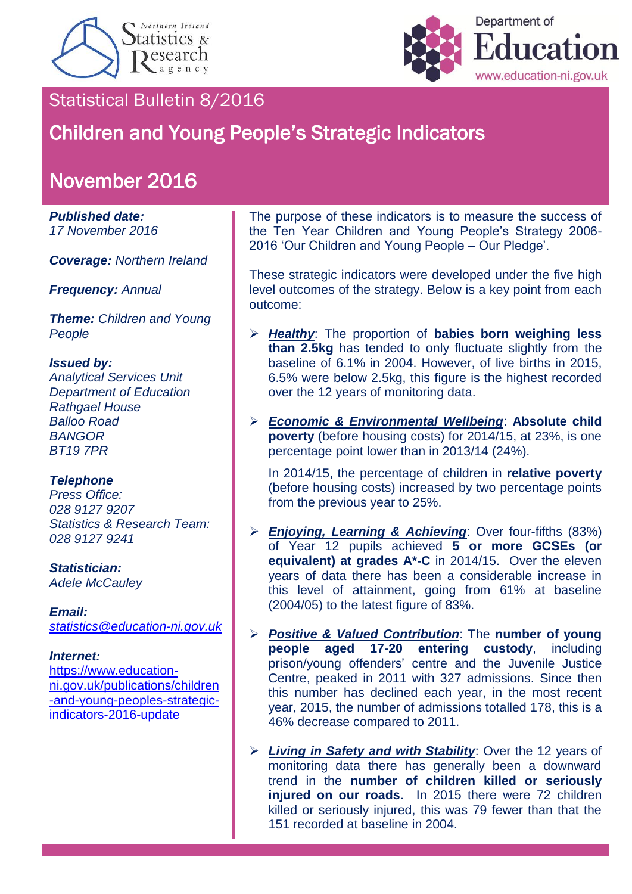Northern Ireland Statistics & Research Agency

Department of Education
www.education-ni.gov.uk

Statistical Bulletin 8/2016

# Children and Young People's Strategic Indicators

## November 2016

***Published date:***
*17 November 2016*

***Coverage:*** *Northern Ireland*

***Frequency:*** *Annual*

***Theme:*** *Children and Young People*

***Issued by:***
*Analytical Services Unit*
*Department of Education*
*Rathgael House*
*Balloo Road*
*BANGOR*
*BT19 7PR*

***Telephone***
*Press Office:*
*028 9127 9207*
*Statistics & Research Team:*
*028 9127 9241*

***Statistician:***
*Adele McCauley*

***Email:***
*statistics@education-ni.gov.uk*

***Internet:***
https://www.education-ni.gov.uk/publications/children-and-young-peoples-strategic-indicators-2016-update

The purpose of these indicators is to measure the success of the Ten Year Children and Young People's Strategy 2006-2016 'Our Children and Young People – Our Pledge'.

These strategic indicators were developed under the five high level outcomes of the strategy. Below is a key point from each outcome:

- ***Healthy***: The proportion of **babies born weighing less than 2.5kg** has tended to only fluctuate slightly from the baseline of 6.1% in 2004. However, of live births in 2015, 6.5% were below 2.5kg, this figure is the highest recorded over the 12 years of monitoring data.

- ***Economic & Environmental Wellbeing***: **Absolute child poverty** (before housing costs) for 2014/15, at 23%, is one percentage point lower than in 2013/14 (24%).

  In 2014/15, the percentage of children in **relative poverty** (before housing costs) increased by two percentage points from the previous year to 25%.

- ***Enjoying, Learning & Achieving***: Over four-fifths (83%) of Year 12 pupils achieved **5 or more GCSEs (or equivalent) at grades A\*-C** in 2014/15. Over the eleven years of data there has been a considerable increase in this level of attainment, going from 61% at baseline (2004/05) to the latest figure of 83%.

- ***Positive & Valued Contribution***: The **number of young people aged 17-20 entering custody**, including prison/young offenders' centre and the Juvenile Justice Centre, peaked in 2011 with 327 admissions. Since then this number has declined each year, in the most recent year, 2015, the number of admissions totalled 178, this is a 46% decrease compared to 2011.

- ***Living in Safety and with Stability***: Over the 12 years of monitoring data there has generally been a downward trend in the **number of children killed or seriously injured on our roads**. In 2015 there were 72 children killed or seriously injured, this was 79 fewer than that the 151 recorded at baseline in 2004.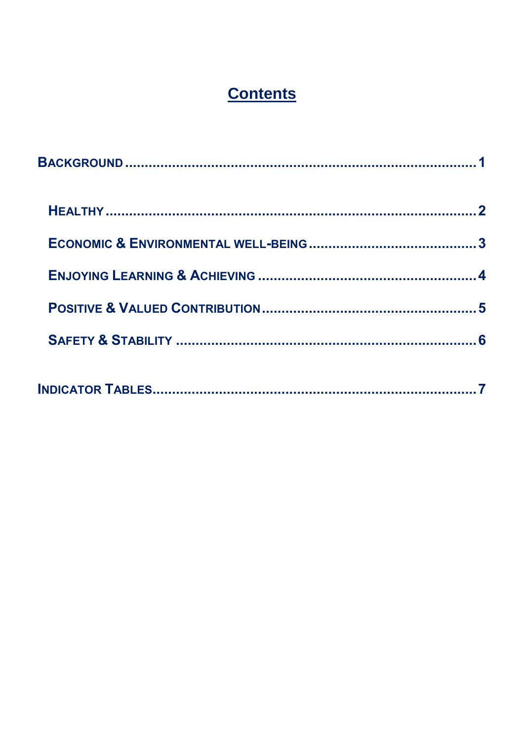# Contents

BACKGROUND ........................................................................................ 1

- HEALTHY ........................................................................................ 2
- ECONOMIC & ENVIRONMENTAL WELL-BEING .......................................... 3
- ENJOYING LEARNING & ACHIEVING ....................................................... 4
- POSITIVE & VALUED CONTRIBUTION ..................................................... 5
- SAFETY & STABILITY ............................................................................ 6

INDICATOR TABLES .................................................................................. 7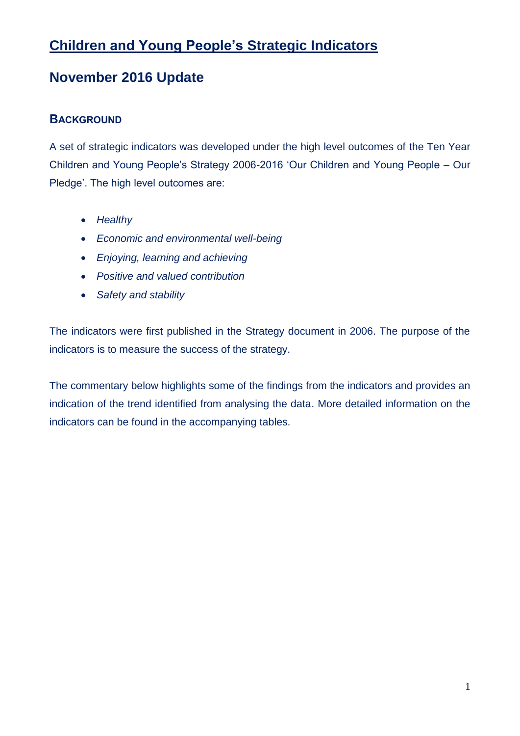# Children and Young People's Strategic Indicators

## November 2016 Update

### BACKGROUND

A set of strategic indicators was developed under the high level outcomes of the Ten Year Children and Young People's Strategy 2006-2016 'Our Children and Young People – Our Pledge'. The high level outcomes are:

- *Healthy*
- *Economic and environmental well-being*
- *Enjoying, learning and achieving*
- *Positive and valued contribution*
- *Safety and stability*

The indicators were first published in the Strategy document in 2006. The purpose of the indicators is to measure the success of the strategy.

The commentary below highlights some of the findings from the indicators and provides an indication of the trend identified from analysing the data. More detailed information on the indicators can be found in the accompanying tables.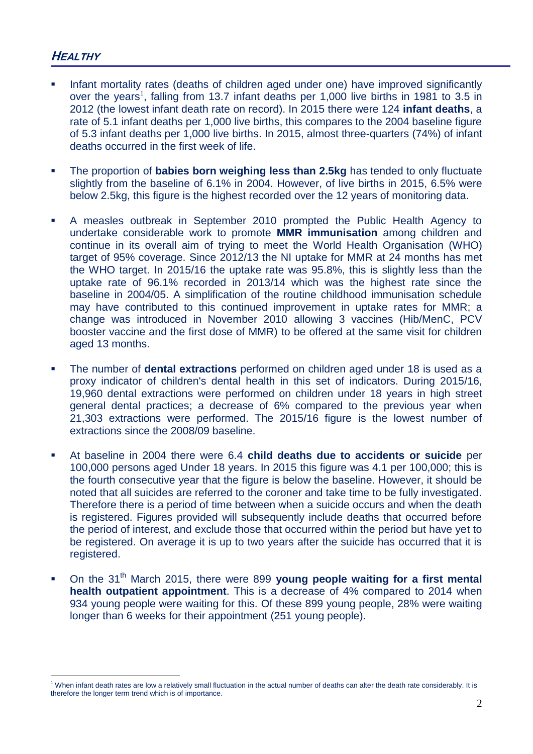## HEALTHY

- Infant mortality rates (deaths of children aged under one) have improved significantly over the years[1], falling from 13.7 infant deaths per 1,000 live births in 1981 to 3.5 in 2012 (the lowest infant death rate on record). In 2015 there were 124 **infant deaths**, a rate of 5.1 infant deaths per 1,000 live births, this compares to the 2004 baseline figure of 5.3 infant deaths per 1,000 live births. In 2015, almost three-quarters (74%) of infant deaths occurred in the first week of life.

- The proportion of **babies born weighing less than 2.5kg** has tended to only fluctuate slightly from the baseline of 6.1% in 2004. However, of live births in 2015, 6.5% were below 2.5kg, this figure is the highest recorded over the 12 years of monitoring data.

- A measles outbreak in September 2010 prompted the Public Health Agency to undertake considerable work to promote **MMR immunisation** among children and continue in its overall aim of trying to meet the World Health Organisation (WHO) target of 95% coverage. Since 2012/13 the NI uptake for MMR at 24 months has met the WHO target. In 2015/16 the uptake rate was 95.8%, this is slightly less than the uptake rate of 96.1% recorded in 2013/14 which was the highest rate since the baseline in 2004/05. A simplification of the routine childhood immunisation schedule may have contributed to this continued improvement in uptake rates for MMR; a change was introduced in November 2010 allowing 3 vaccines (Hib/MenC, PCV booster vaccine and the first dose of MMR) to be offered at the same visit for children aged 13 months.

- The number of **dental extractions** performed on children aged under 18 is used as a proxy indicator of children's dental health in this set of indicators. During 2015/16, 19,960 dental extractions were performed on children under 18 years in high street general dental practices; a decrease of 6% compared to the previous year when 21,303 extractions were performed. The 2015/16 figure is the lowest number of extractions since the 2008/09 baseline.

- At baseline in 2004 there were 6.4 **child deaths due to accidents or suicide** per 100,000 persons aged Under 18 years. In 2015 this figure was 4.1 per 100,000; this is the fourth consecutive year that the figure is below the baseline. However, it should be noted that all suicides are referred to the coroner and take time to be fully investigated. Therefore there is a period of time between when a suicide occurs and when the death is registered. Figures provided will subsequently include deaths that occurred before the period of interest, and exclude those that occurred within the period but have yet to be registered. On average it is up to two years after the suicide has occurred that it is registered.

- On the 31st March 2015, there were 899 **young people waiting for a first mental health outpatient appointment**. This is a decrease of 4% compared to 2014 when 934 young people were waiting for this. Of these 899 young people, 28% were waiting longer than 6 weeks for their appointment (251 young people).

---

[1] When infant death rates are low a relatively small fluctuation in the actual number of deaths can alter the death rate considerably. It is therefore the longer term trend which is of importance.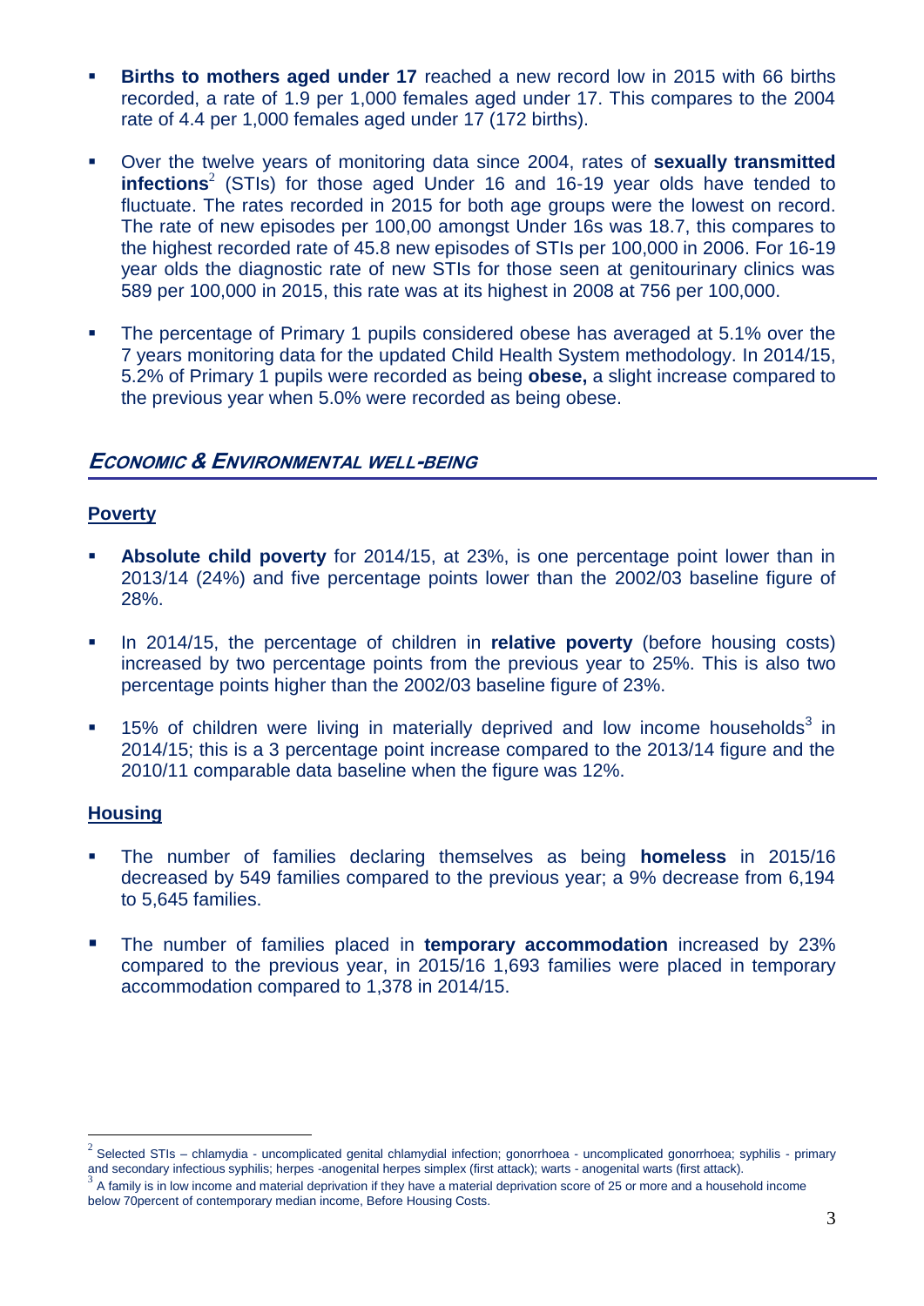- **Births to mothers aged under 17** reached a new record low in 2015 with 66 births recorded, a rate of 1.9 per 1,000 females aged under 17. This compares to the 2004 rate of 4.4 per 1,000 females aged under 17 (172 births).

- Over the twelve years of monitoring data since 2004, rates of **sexually transmitted infections**[2] (STIs) for those aged Under 16 and 16-19 year olds have tended to fluctuate. The rates recorded in 2015 for both age groups were the lowest on record. The rate of new episodes per 100,00 amongst Under 16s was 18.7, this compares to the highest recorded rate of 45.8 new episodes of STIs per 100,000 in 2006. For 16-19 year olds the diagnostic rate of new STIs for those seen at genitourinary clinics was 589 per 100,000 in 2015, this rate was at its highest in 2008 at 756 per 100,000.

- The percentage of Primary 1 pupils considered obese has averaged at 5.1% over the 7 years monitoring data for the updated Child Health System methodology. In 2014/15, 5.2% of Primary 1 pupils were recorded as being **obese,** a slight increase compared to the previous year when 5.0% were recorded as being obese.

## *Economic & Environmental well-being*

### Poverty

- **Absolute child poverty** for 2014/15, at 23%, is one percentage point lower than in 2013/14 (24%) and five percentage points lower than the 2002/03 baseline figure of 28%.

- In 2014/15, the percentage of children in **relative poverty** (before housing costs) increased by two percentage points from the previous year to 25%. This is also two percentage points higher than the 2002/03 baseline figure of 23%.

- 15% of children were living in materially deprived and low income households[3] in 2014/15; this is a 3 percentage point increase compared to the 2013/14 figure and the 2010/11 comparable data baseline when the figure was 12%.

### Housing

- The number of families declaring themselves as being **homeless** in 2015/16 decreased by 549 families compared to the previous year; a 9% decrease from 6,194 to 5,645 families.

- The number of families placed in **temporary accommodation** increased by 23% compared to the previous year, in 2015/16 1,693 families were placed in temporary accommodation compared to 1,378 in 2014/15.

---

[2] Selected STIs – chlamydia - uncomplicated genital chlamydial infection; gonorrhoea - uncomplicated gonorrhoea; syphilis - primary and secondary infectious syphilis; herpes -anogenital herpes simplex (first attack); warts - anogenital warts (first attack).

[3] A family is in low income and material deprivation if they have a material deprivation score of 25 or more and a household income below 70percent of contemporary median income, Before Housing Costs.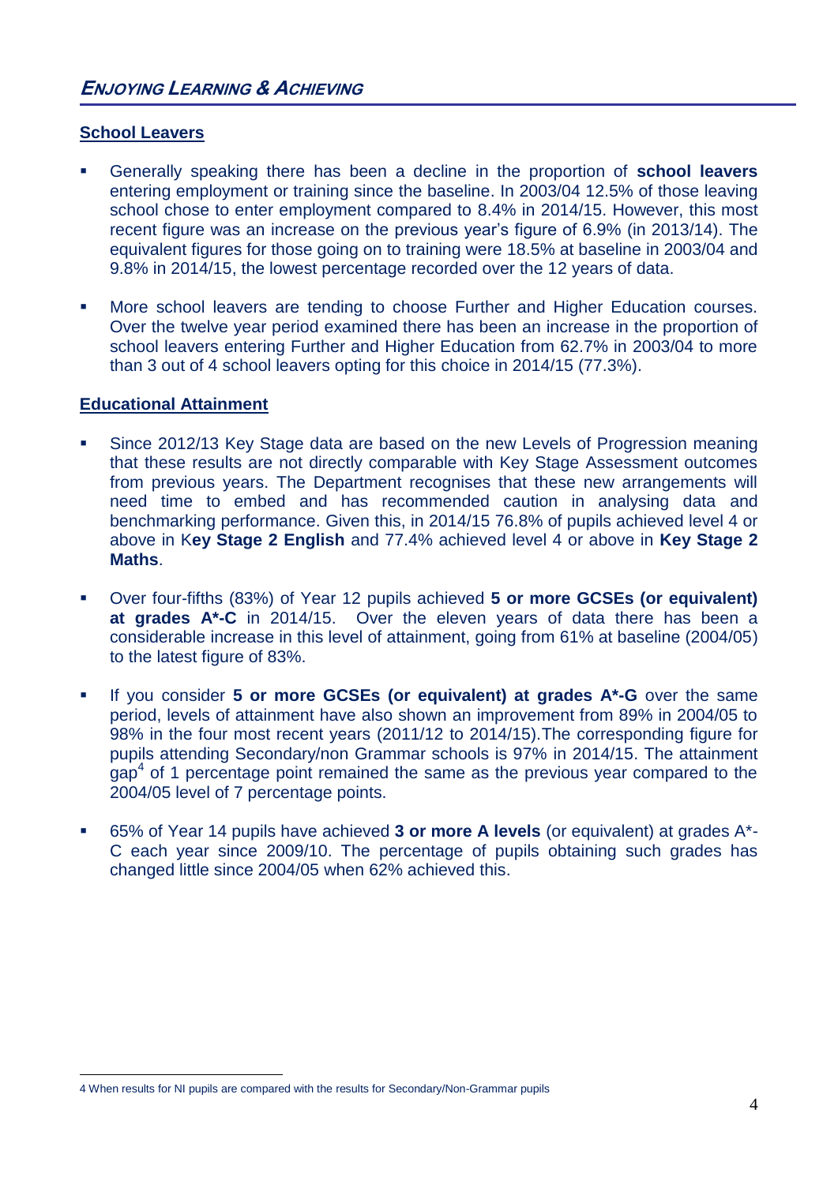## ENJOYING LEARNING & ACHIEVING

### School Leavers

- Generally speaking there has been a decline in the proportion of **school leavers** entering employment or training since the baseline. In 2003/04 12.5% of those leaving school chose to enter employment compared to 8.4% in 2014/15. However, this most recent figure was an increase on the previous year's figure of 6.9% (in 2013/14). The equivalent figures for those going on to training were 18.5% at baseline in 2003/04 and 9.8% in 2014/15, the lowest percentage recorded over the 12 years of data.
- More school leavers are tending to choose Further and Higher Education courses. Over the twelve year period examined there has been an increase in the proportion of school leavers entering Further and Higher Education from 62.7% in 2003/04 to more than 3 out of 4 school leavers opting for this choice in 2014/15 (77.3%).

### Educational Attainment

- Since 2012/13 Key Stage data are based on the new Levels of Progression meaning that these results are not directly comparable with Key Stage Assessment outcomes from previous years. The Department recognises that these new arrangements will need time to embed and has recommended caution in analysing data and benchmarking performance. Given this, in 2014/15 76.8% of pupils achieved level 4 or above in K**ey Stage 2 English** and 77.4% achieved level 4 or above in **Key Stage 2 Maths**.
- Over four-fifths (83%) of Year 12 pupils achieved **5 or more GCSEs (or equivalent) at grades A*-C** in 2014/15. Over the eleven years of data there has been a considerable increase in this level of attainment, going from 61% at baseline (2004/05) to the latest figure of 83%.
- If you consider **5 or more GCSEs (or equivalent) at grades A*-G** over the same period, levels of attainment have also shown an improvement from 89% in 2004/05 to 98% in the four most recent years (2011/12 to 2014/15).The corresponding figure for pupils attending Secondary/non Grammar schools is 97% in 2014/15. The attainment gap[4] of 1 percentage point remained the same as the previous year compared to the 2004/05 level of 7 percentage points.
- 65% of Year 14 pupils have achieved **3 or more A levels** (or equivalent) at grades A*-C each year since 2009/10. The percentage of pupils obtaining such grades has changed little since 2004/05 when 62% achieved this.

---

4 When results for NI pupils are compared with the results for Secondary/Non-Grammar pupils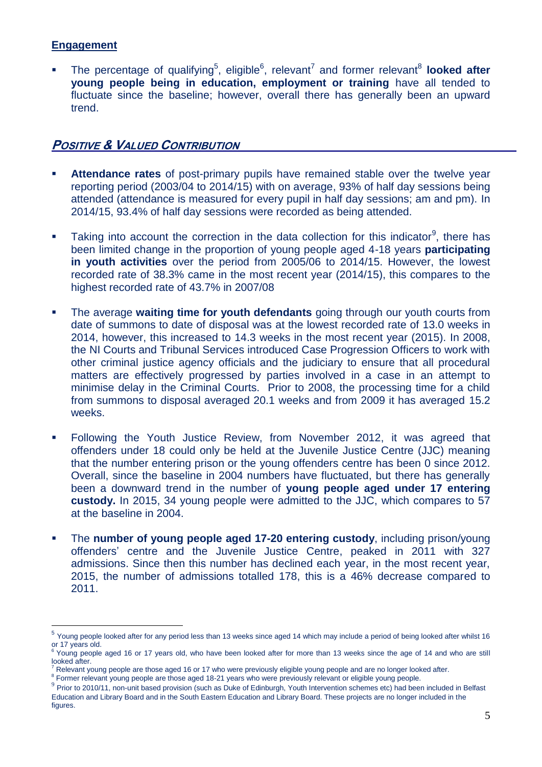## Engagement

- The percentage of qualifying[5], eligible[6], relevant[7] and former relevant[8] **looked after young people being in education, employment or training** have all tended to fluctuate since the baseline; however, overall there has generally been an upward trend.

## *Positive & Valued Contribution*

- **Attendance rates** of post-primary pupils have remained stable over the twelve year reporting period (2003/04 to 2014/15) with on average, 93% of half day sessions being attended (attendance is measured for every pupil in half day sessions; am and pm). In 2014/15, 93.4% of half day sessions were recorded as being attended.

- Taking into account the correction in the data collection for this indicator[9], there has been limited change in the proportion of young people aged 4-18 years **participating in youth activities** over the period from 2005/06 to 2014/15. However, the lowest recorded rate of 38.3% came in the most recent year (2014/15), this compares to the highest recorded rate of 43.7% in 2007/08

- The average **waiting time for youth defendants** going through our youth courts from date of summons to date of disposal was at the lowest recorded rate of 13.0 weeks in 2014, however, this increased to 14.3 weeks in the most recent year (2015). In 2008, the NI Courts and Tribunal Services introduced Case Progression Officers to work with other criminal justice agency officials and the judiciary to ensure that all procedural matters are effectively progressed by parties involved in a case in an attempt to minimise delay in the Criminal Courts. Prior to 2008, the processing time for a child from summons to disposal averaged 20.1 weeks and from 2009 it has averaged 15.2 weeks.

- Following the Youth Justice Review, from November 2012, it was agreed that offenders under 18 could only be held at the Juvenile Justice Centre (JJC) meaning that the number entering prison or the young offenders centre has been 0 since 2012. Overall, since the baseline in 2004 numbers have fluctuated, but there has generally been a downward trend in the number of **young people aged under 17 entering custody.** In 2015, 34 young people were admitted to the JJC, which compares to 57 at the baseline in 2004.

- The **number of young people aged 17-20 entering custody**, including prison/young offenders' centre and the Juvenile Justice Centre, peaked in 2011 with 327 admissions. Since then this number has declined each year, in the most recent year, 2015, the number of admissions totalled 178, this is a 46% decrease compared to 2011.

---

[5] Young people looked after for any period less than 13 weeks since aged 14 which may include a period of being looked after whilst 16 or 17 years old.

[6] Young people aged 16 or 17 years old, who have been looked after for more than 13 weeks since the age of 14 and who are still looked after.

[7] Relevant young people are those aged 16 or 17 who were previously eligible young people and are no longer looked after.

[8] Former relevant young people are those aged 18-21 years who were previously relevant or eligible young people.

[9] Prior to 2010/11, non-unit based provision (such as Duke of Edinburgh, Youth Intervention schemes etc) had been included in Belfast Education and Library Board and in the South Eastern Education and Library Board. These projects are no longer included in the figures.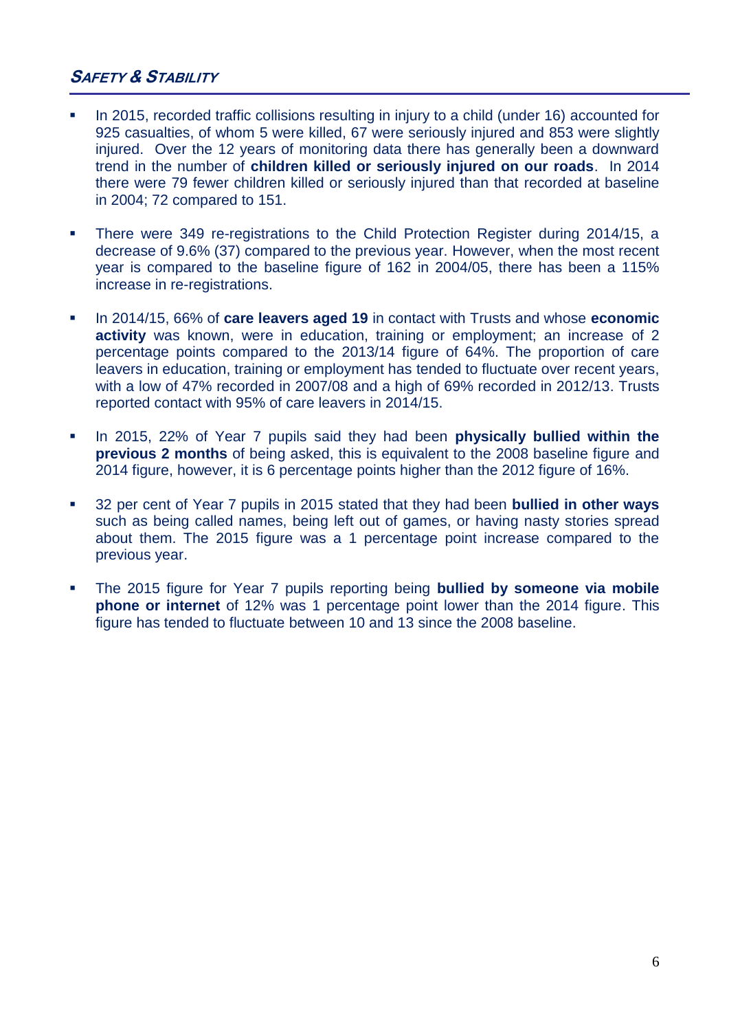## *Safety & Stability*

- In 2015, recorded traffic collisions resulting in injury to a child (under 16) accounted for 925 casualties, of whom 5 were killed, 67 were seriously injured and 853 were slightly injured. Over the 12 years of monitoring data there has generally been a downward trend in the number of **children killed or seriously injured on our roads**. In 2014 there were 79 fewer children killed or seriously injured than that recorded at baseline in 2004; 72 compared to 151.

- There were 349 re-registrations to the Child Protection Register during 2014/15, a decrease of 9.6% (37) compared to the previous year. However, when the most recent year is compared to the baseline figure of 162 in 2004/05, there has been a 115% increase in re-registrations.

- In 2014/15, 66% of **care leavers aged 19** in contact with Trusts and whose **economic activity** was known, were in education, training or employment; an increase of 2 percentage points compared to the 2013/14 figure of 64%. The proportion of care leavers in education, training or employment has tended to fluctuate over recent years, with a low of 47% recorded in 2007/08 and a high of 69% recorded in 2012/13. Trusts reported contact with 95% of care leavers in 2014/15.

- In 2015, 22% of Year 7 pupils said they had been **physically bullied within the previous 2 months** of being asked, this is equivalent to the 2008 baseline figure and 2014 figure, however, it is 6 percentage points higher than the 2012 figure of 16%.

- 32 per cent of Year 7 pupils in 2015 stated that they had been **bullied in other ways** such as being called names, being left out of games, or having nasty stories spread about them. The 2015 figure was a 1 percentage point increase compared to the previous year.

- The 2015 figure for Year 7 pupils reporting being **bullied by someone via mobile phone or internet** of 12% was 1 percentage point lower than the 2014 figure. This figure has tended to fluctuate between 10 and 13 since the 2008 baseline.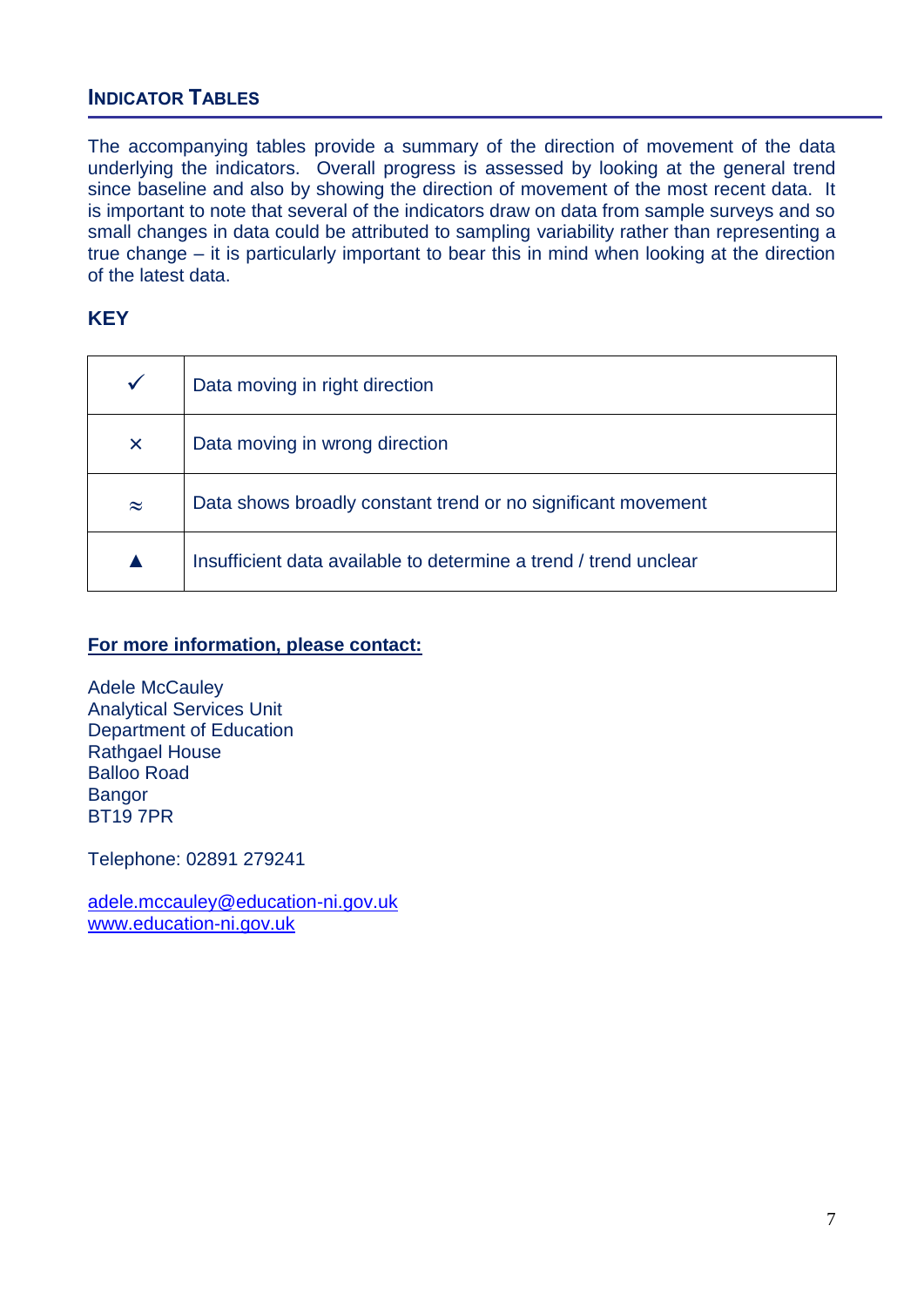## INDICATOR TABLES

The accompanying tables provide a summary of the direction of movement of the data underlying the indicators. Overall progress is assessed by looking at the general trend since baseline and also by showing the direction of movement of the most recent data. It is important to note that several of the indicators draw on data from sample surveys and so small changes in data could be attributed to sampling variability rather than representing a true change – it is particularly important to bear this in mind when looking at the direction of the latest data.

### KEY

| | |
|---|---|
| ✓ | Data moving in right direction |
| × | Data moving in wrong direction |
| ≈ | Data shows broadly constant trend or no significant movement |
| ▲ | Insufficient data available to determine a trend / trend unclear |

**For more information, please contact:**

Adele McCauley
Analytical Services Unit
Department of Education
Rathgael House
Balloo Road
Bangor
BT19 7PR

Telephone: 02891 279241

adele.mccauley@education-ni.gov.uk
www.education-ni.gov.uk